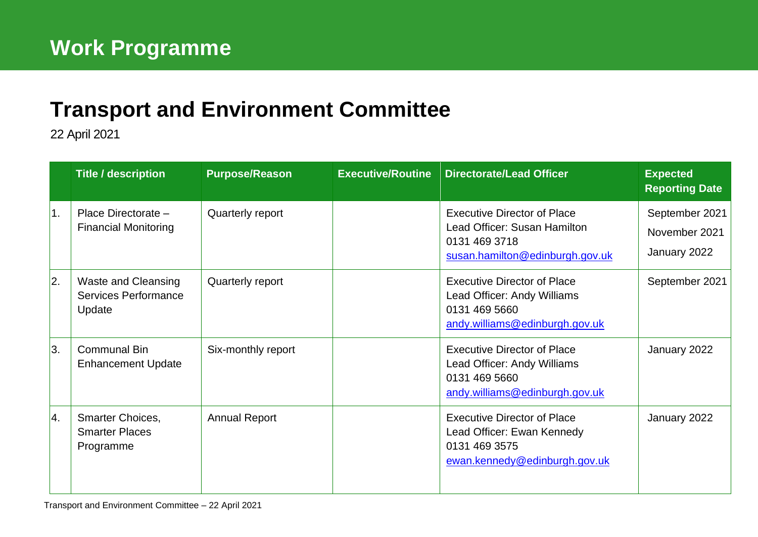# Work Programme

## Transport and Environment Committee

22 April 2021

| | Title / description | Purpose/Reason | Executive/Routine | Directorate/Lead Officer | Expected Reporting Date |
|---|---|---|---|---|---|
| 1. | Place Directorate – Financial Monitoring | Quarterly report | | Executive Director of Place<br>Lead Officer: Susan Hamilton<br>0131 469 3718<br>susan.hamilton@edinburgh.gov.uk | September 2021<br>November 2021<br>January 2022 |
| 2. | Waste and Cleansing Services Performance Update | Quarterly report | | Executive Director of Place<br>Lead Officer: Andy Williams<br>0131 469 5660<br>andy.williams@edinburgh.gov.uk | September 2021 |
| 3. | Communal Bin Enhancement Update | Six-monthly report | | Executive Director of Place<br>Lead Officer: Andy Williams<br>0131 469 5660<br>andy.williams@edinburgh.gov.uk | January 2022 |
| 4. | Smarter Choices, Smarter Places Programme | Annual Report | | Executive Director of Place<br>Lead Officer: Ewan Kennedy<br>0131 469 3575<br>ewan.kennedy@edinburgh.gov.uk | January 2022 |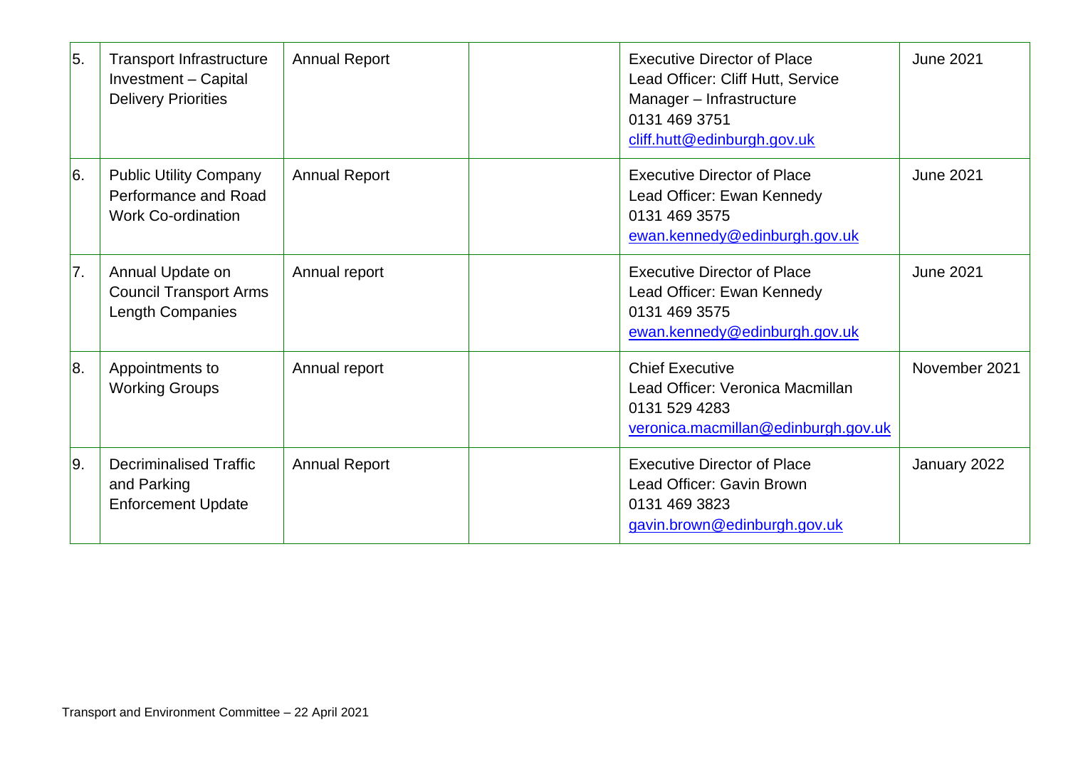| | | | | | |
|---|---|---|---|---|---|
| 5. | Transport Infrastructure Investment – Capital Delivery Priorities | Annual Report | | Executive Director of Place<br>Lead Officer: Cliff Hutt, Service Manager – Infrastructure<br>0131 469 3751<br>cliff.hutt@edinburgh.gov.uk | June 2021 |
| 6. | Public Utility Company Performance and Road Work Co-ordination | Annual Report | | Executive Director of Place<br>Lead Officer: Ewan Kennedy<br>0131 469 3575<br>ewan.kennedy@edinburgh.gov.uk | June 2021 |
| 7. | Annual Update on Council Transport Arms Length Companies | Annual report | | Executive Director of Place<br>Lead Officer: Ewan Kennedy<br>0131 469 3575<br>ewan.kennedy@edinburgh.gov.uk | June 2021 |
| 8. | Appointments to Working Groups | Annual report | | Chief Executive<br>Lead Officer: Veronica Macmillan<br>0131 529 4283<br>veronica.macmillan@edinburgh.gov.uk | November 2021 |
| 9. | Decriminalised Traffic and Parking Enforcement Update | Annual Report | | Executive Director of Place<br>Lead Officer: Gavin Brown<br>0131 469 3823<br>gavin.brown@edinburgh.gov.uk | January 2022 |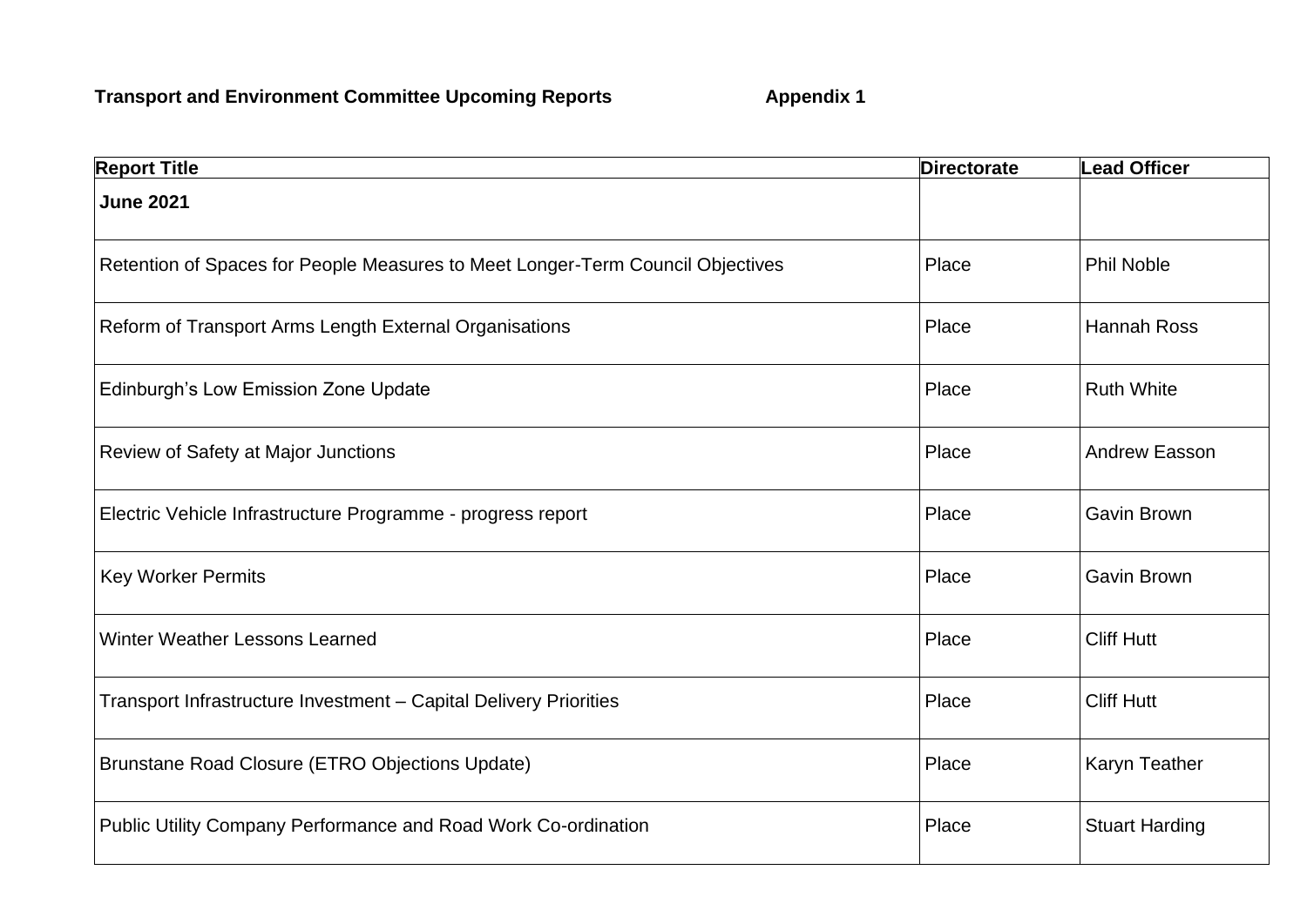**Transport and Environment Committee Upcoming Reports** **Appendix 1**

| Report Title | Directorate | Lead Officer |
|---|---|---|
| **June 2021** | | |
| Retention of Spaces for People Measures to Meet Longer-Term Council Objectives | Place | Phil Noble |
| Reform of Transport Arms Length External Organisations | Place | Hannah Ross |
| Edinburgh's Low Emission Zone Update | Place | Ruth White |
| Review of Safety at Major Junctions | Place | Andrew Easson |
| Electric Vehicle Infrastructure Programme - progress report | Place | Gavin Brown |
| Key Worker Permits | Place | Gavin Brown |
| Winter Weather Lessons Learned | Place | Cliff Hutt |
| Transport Infrastructure Investment – Capital Delivery Priorities | Place | Cliff Hutt |
| Brunstane Road Closure (ETRO Objections Update) | Place | Karyn Teather |
| Public Utility Company Performance and Road Work Co-ordination | Place | Stuart Harding |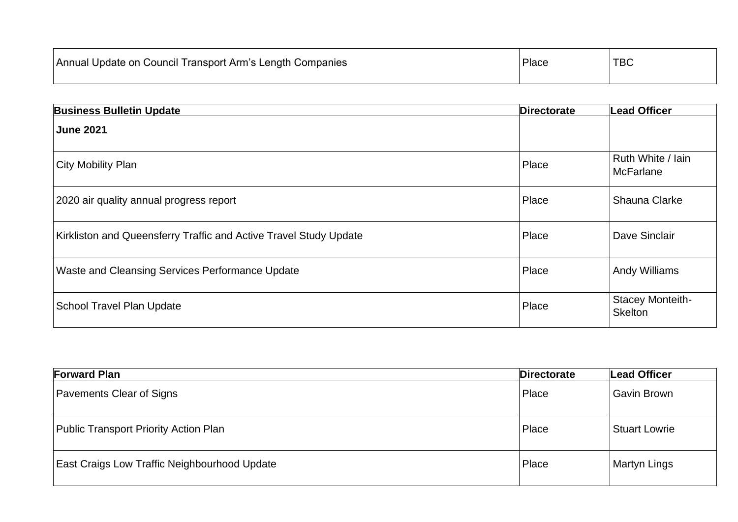| | | |
|---|---|---|
| Annual Update on Council Transport Arm's Length Companies | Place | TBC |

| Business Bulletin Update | Directorate | Lead Officer |
|---|---|---|
| **June 2021** | | |
| City Mobility Plan | Place | Ruth White / Iain McFarlane |
| 2020 air quality annual progress report | Place | Shauna Clarke |
| Kirkliston and Queensferry Traffic and Active Travel Study Update | Place | Dave Sinclair |
| Waste and Cleansing Services Performance Update | Place | Andy Williams |
| School Travel Plan Update | Place | Stacey Monteith-Skelton |

| Forward Plan | Directorate | Lead Officer |
|---|---|---|
| Pavements Clear of Signs | Place | Gavin Brown |
| Public Transport Priority Action Plan | Place | Stuart Lowrie |
| East Craigs Low Traffic Neighbourhood Update | Place | Martyn Lings |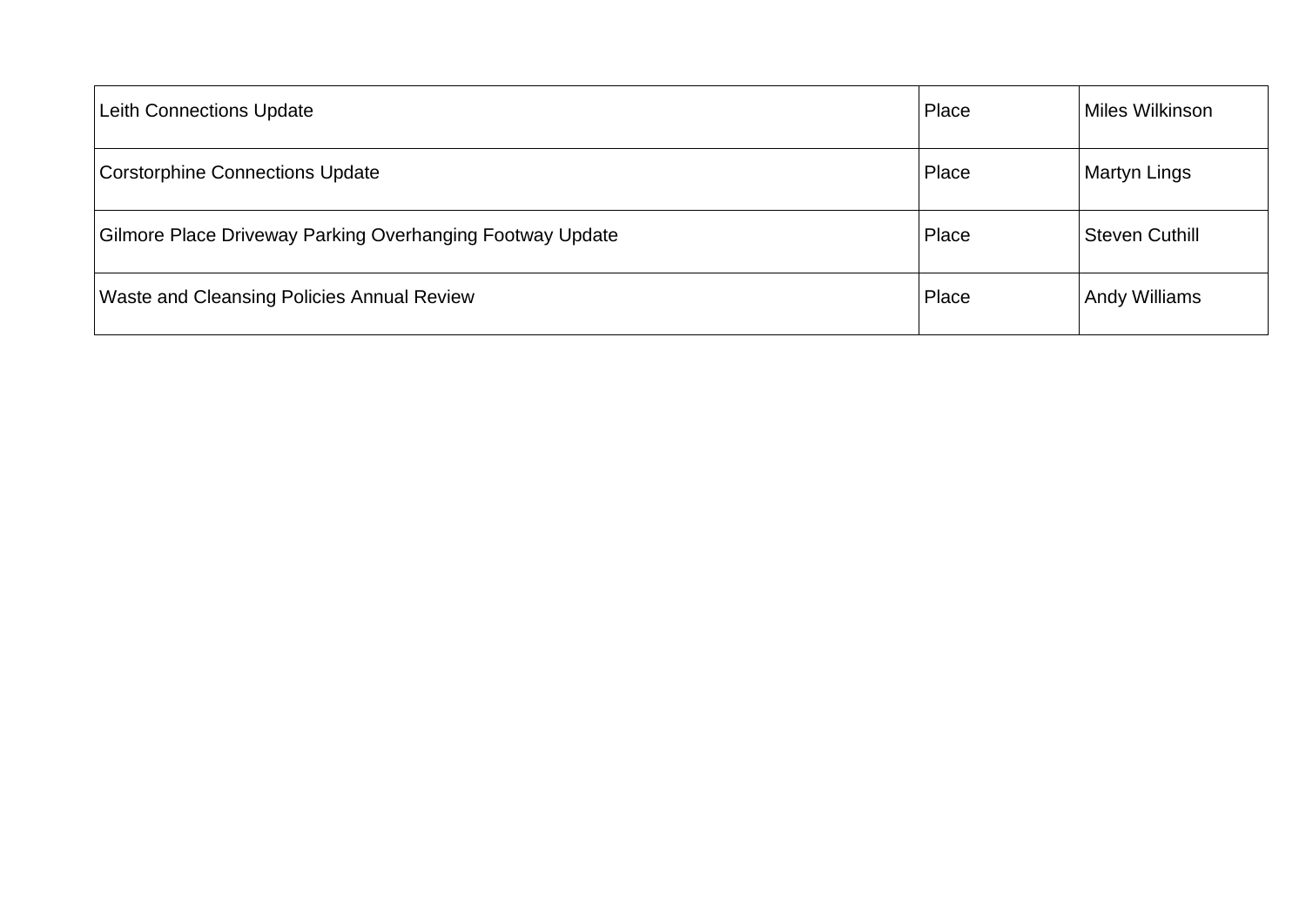| | | |
|---|---|---|
| Leith Connections Update | Place | Miles Wilkinson |
| Corstorphine Connections Update | Place | Martyn Lings |
| Gilmore Place Driveway Parking Overhanging Footway Update | Place | Steven Cuthill |
| Waste and Cleansing Policies Annual Review | Place | Andy Williams |